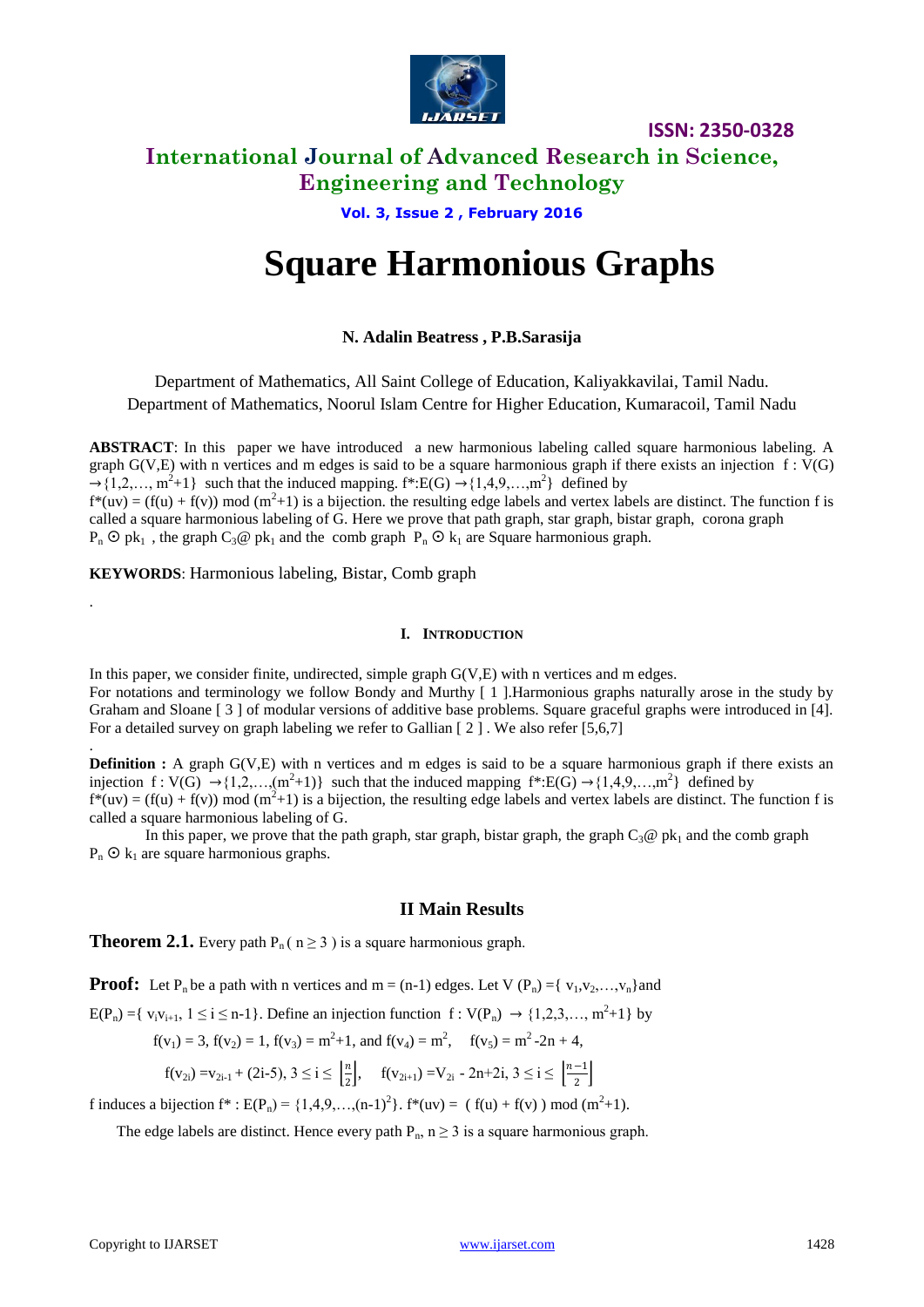# Square Harmonious Graphs

**N. Adalin Beatress , P.B.Sarasija**

Department of Mathematics, All Saint College of Education, Kaliyakkavilai, Tamil Nadu.
Department of Mathematics, Noorul Islam Centre for Higher Education, Kumaracoil, Tamil Nadu

**ABSTRACT**: In this paper we have introduced a new harmonious labeling called square harmonious labeling. A graph G(V,E) with n vertices and m edges is said to be a square harmonious graph if there exists an injection $f : V(G) \rightarrow \{1,2,\ldots, m^2+1\}$ such that the induced mapping. $f^*:E(G) \rightarrow \{1,4,9,\ldots,m^2\}$ defined by $f^*(uv) = (f(u) + f(v)) \bmod (m^2+1)$ is a bijection. the resulting edge labels and vertex labels are distinct. The function f is called a square harmonious labeling of G. Here we prove that path graph, star graph, bistar graph, corona graph $P_n \odot pk_1$ , the graph $C_3@\, pk_1$ and the comb graph $P_n \odot k_1$ are Square harmonious graph.

**KEYWORDS**: Harmonious labeling, Bistar, Comb graph

## I. Introduction

In this paper, we consider finite, undirected, simple graph G(V,E) with n vertices and m edges.
For notations and terminology we follow Bondy and Murthy [ 1 ].Harmonious graphs naturally arose in the study by Graham and Sloane [ 3 ] of modular versions of additive base problems. Square graceful graphs were introduced in [4]. For a detailed survey on graph labeling we refer to Gallian [ 2 ] . We also refer [5,6,7]

**Definition :** A graph G(V,E) with n vertices and m edges is said to be a square harmonious graph if there exists an injection $f : V(G) \rightarrow \{1,2,\ldots,(m^2+1)\}$ such that the induced mapping $f^*:E(G) \rightarrow \{1,4,9,\ldots,m^2\}$ defined by $f^*(uv) = (f(u) + f(v)) \bmod (m^2+1)$ is a bijection, the resulting edge labels and vertex labels are distinct. The function f is called a square harmonious labeling of G.

In this paper, we prove that the path graph, star graph, bistar graph, the graph $C_3@\, pk_1$ and the comb graph $P_n \odot k_1$ are square harmonious graphs.

## II Main Results

**Theorem 2.1.** Every path $P_n$ ( $n \geq 3$ ) is a square harmonious graph.

**Proof:** Let $P_n$ be a path with n vertices and m = (n-1) edges. Let $V(P_n) = \{ v_1,v_2,\ldots,v_n\}$ and $E(P_n) = \{ v_iv_{i+1},\ 1 \leq i \leq n-1\}$. Define an injection function $f : V(P_n) \rightarrow \{1,2,3,\ldots, m^2+1\}$ by

$$f(v_1) = 3,\ f(v_2) = 1,\ f(v_3) = m^2+1, \text{ and } f(v_4) = m^2, \quad f(v_5) = m^2 -2n + 4,$$

$$f(v_{2i}) = v_{2i-1} + (2i-5),\ 3 \leq i \leq \left\lfloor \frac{n}{2} \right\rfloor, \quad f(v_{2i+1}) = V_{2i} - 2n+2i,\ 3 \leq i \leq \left\lfloor \frac{n-1}{2} \right\rfloor$$

f induces a bijection $f^* : E(P_n) = \{1,4,9,\ldots,(n-1)^2\}$. $f^*(uv) = ( f(u) + f(v) ) \bmod (m^2+1)$.

The edge labels are distinct. Hence every path $P_n$, $n \geq 3$ is a square harmonious graph.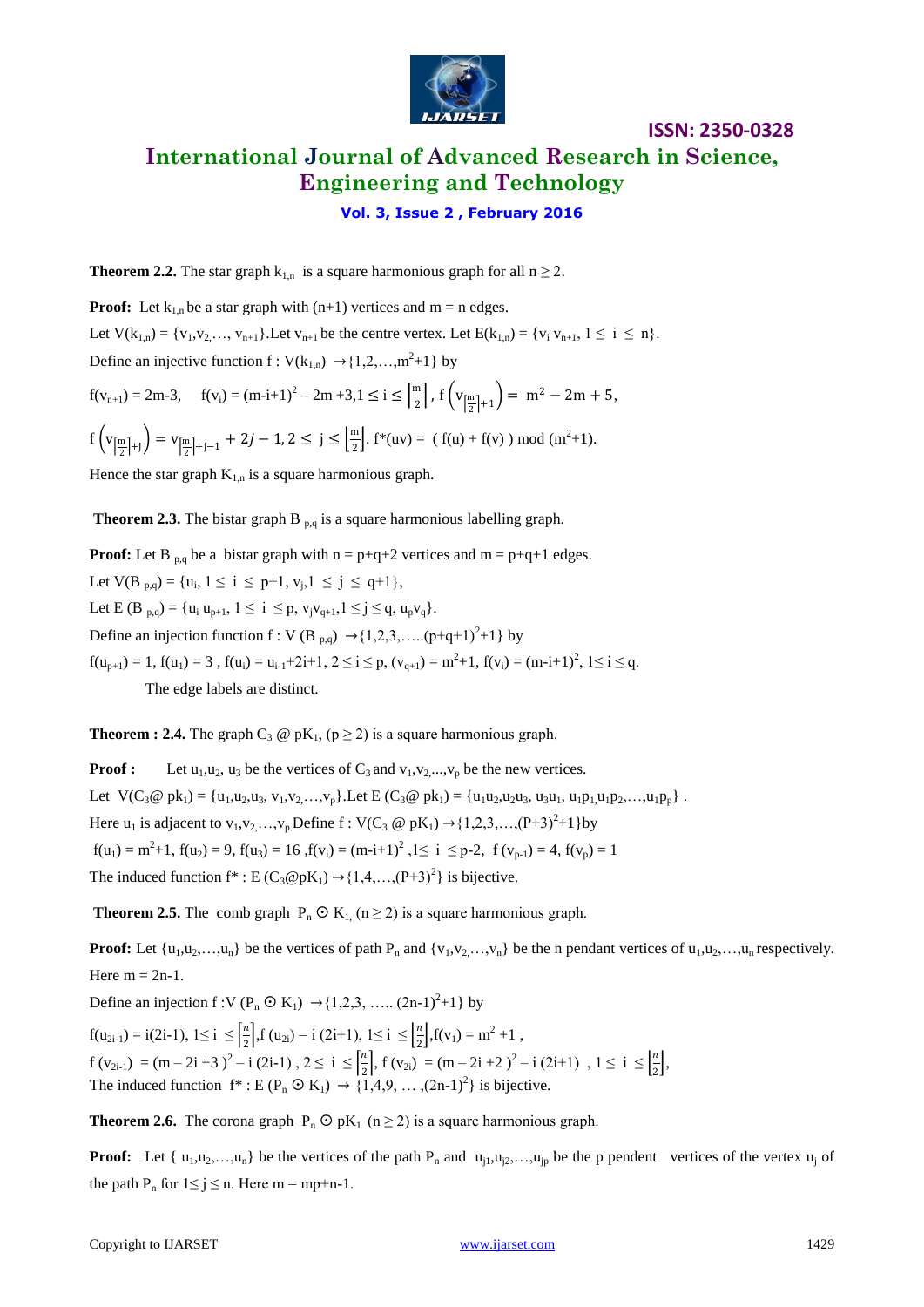**Theorem 2.2.** The star graph $k_{1,n}$ is a square harmonious graph for all $n \geq 2$.

**Proof:** Let $k_{1,n}$ be a star graph with (n+1) vertices and m = n edges.

Let $V(k_{1,n}) = \{v_1, v_2, \ldots, v_{n+1}\}$. Let $v_{n+1}$ be the centre vertex. Let $E(k_{1,n}) = \{v_i v_{n+1}, 1 \leq i \leq n\}$.

Define an injective function $f : V(k_{1,n}) \rightarrow \{1,2,\ldots,m^2+1\}$ by

$f(v_{n+1}) = 2m-3$, $\quad f(v_i) = (m-i+1)^2 - 2m + 3, 1 \leq i \leq \left\lceil \frac{m}{2} \right\rceil$, $f\left(v_{\left\lceil \frac{m}{2} \right\rceil+1}\right) = m^2 - 2m + 5$,

$f\left(v_{\left\lceil \frac{m}{2} \right\rceil+j}\right) = v_{\left\lceil \frac{m}{2} \right\rceil+j-1} + 2j - 1, 2 \leq j \leq \left\lfloor \frac{m}{2} \right\rfloor$. $f^*(uv) = (f(u) + f(v)) \bmod (m^2+1)$.

Hence the star graph $K_{1,n}$ is a square harmonious graph.

**Theorem 2.3.** The bistar graph $B_{p,q}$ is a square harmonious labelling graph.

**Proof:** Let $B_{p,q}$ be a bistar graph with n = p+q+2 vertices and m = p+q+1 edges.

Let $V(B_{p,q}) = \{u_i, 1 \leq i \leq p+1, v_j, 1 \leq j \leq q+1\}$,

Let $E(B_{p,q}) = \{u_i u_{p+1}, 1 \leq i \leq p, v_j v_{q+1}, 1 \leq j \leq q, u_p v_q\}$.

Define an injection function $f : V(B_{p,q}) \rightarrow \{1,2,3,\ldots..(p+q+1)^2+1\}$ by

$f(u_{p+1}) = 1$, $f(u_1) = 3$, $f(u_i) = u_{i-1}+2i+1$, $2 \leq i \leq p$, $(v_{q+1}) = m^2+1$, $f(v_i) = (m-i+1)^2$, $1 \leq i \leq q$.

The edge labels are distinct.

**Theorem : 2.4.** The graph $C_3$ @ $pK_1$, $(p \geq 2)$ is a square harmonious graph.

**Proof :** Let $u_1, u_2, u_3$ be the vertices of $C_3$ and $v_1, v_2, \ldots, v_p$ be the new vertices.

Let $V(C_3@ pk_1) = \{u_1, u_2, u_3, v_1, v_2, \ldots, v_p\}$. Let $E(C_3@ pk_1) = \{u_1u_2, u_2u_3, u_3u_1, u_1p_1, u_1p_2, \ldots, u_1p_p\}$ .

Here $u_1$ is adjacent to $v_1, v_2, \ldots, v_p$. Define $f : V(C_3 @ pK_1) \rightarrow \{1,2,3,\ldots,(P+3)^2+1\}$ by

$f(u_1) = m^2+1$, $f(u_2) = 9$, $f(u_3) = 16$, $f(v_i) = (m-i+1)^2$, $1 \leq i \leq p-2$, $f(v_{p-1}) = 4$, $f(v_p) = 1$

The induced function $f^* : E(C_3@pK_1) \rightarrow \{1,4,\ldots,(P+3)^2\}$ is bijective.

**Theorem 2.5.** The comb graph $P_n \odot K_1$ $(n \geq 2)$ is a square harmonious graph.

**Proof:** Let $\{u_1, u_2, \ldots, u_n\}$ be the vertices of path $P_n$ and $\{v_1, v_2, \ldots, v_n\}$ be the n pendant vertices of $u_1, u_2, \ldots, u_n$ respectively. Here m = 2n-1.

Define an injection $f : V(P_n \odot K_1) \rightarrow \{1,2,3, \ldots.. (2n-1)^2+1\}$ by

$f(u_{2i-1}) = i(2i-1)$, $1 \leq i \leq \left\lceil \frac{n}{2} \right\rceil$, $f(u_{2i}) = i(2i+1)$, $1 \leq i \leq \left\lfloor \frac{n}{2} \right\rfloor$, $f(v_1) = m^2 + 1$,

$f(v_{2i-1}) = (m - 2i + 3)^2 - i(2i-1)$, $2 \leq i \leq \left\lceil \frac{n}{2} \right\rceil$, $f(v_{2i}) = (m - 2i + 2)^2 - i(2i+1)$, $1 \leq i \leq \left\lfloor \frac{n}{2} \right\rfloor$,

The induced function $f^* : E(P_n \odot K_1) \rightarrow \{1,4,9, \ldots, (2n-1)^2\}$ is bijective.

**Theorem 2.6.** The corona graph $P_n \odot pK_1$ $(n \geq 2)$ is a square harmonious graph.

**Proof:** Let $\{u_1, u_2, \ldots, u_n\}$ be the vertices of the path $P_n$ and $u_{j1}, u_{j2}, \ldots, u_{jp}$ be the p pendent vertices of the vertex $u_j$ of the path $P_n$ for $1 \leq j \leq n$. Here m = mp+n-1.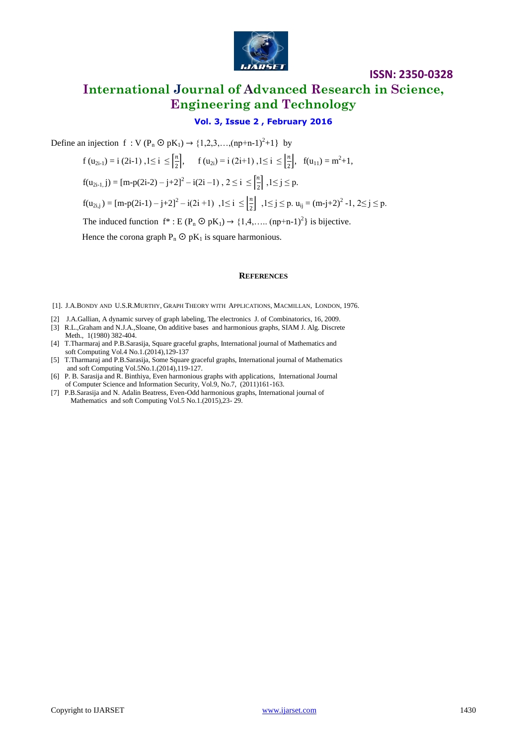Define an injection $f : V(P_n \odot pK_1) \rightarrow \{1,2,3,\ldots,(np+n-1)^2+1\}$ by

$f(u_{2i-1}) = i(2i-1)$, $1 \leq i \leq \left\lceil \frac{n}{2} \right\rceil$, $f(u_{2i}) = i(2i+1)$, $1 \leq i \leq \left\lfloor \frac{n}{2} \right\rfloor$, $f(u_{11}) = m^2+1$,

$f(u_{2i-1,} j) = [m-p(2i-2) - j+2]^2 - i(2i-1)$, $2 \leq i \leq \left\lceil \frac{n}{2} \right\rceil$, $1 \leq j \leq p$.

$f(u_{2i,j}) = [m-p(2i-1) - j+2]^2 - i(2i+1)$, $1 \leq i \leq \left\lfloor \frac{n}{2} \right\rfloor$, $1 \leq j \leq p$. $u_{ij} = (m-j+2)^2 - 1$, $2 \leq j \leq p$.

The induced function $f^* : E(P_n \odot pK_1) \rightarrow \{1,4,\ldots..(np+n-1)^2\}$ is bijective.

Hence the corona graph $P_n \odot pK_1$ is square harmonious.

## REFERENCES

[1]. J.A.Bondy and U.S.R.Murthy, Graph Theory with Applications, Macmillan, London, 1976.

[2] J.A.Gallian, A dynamic survey of graph labeling, The electronics J. of Combinatorics, 16, 2009.

[3] R.L.,Graham and N.J.A.,Sloane, On additive bases and harmonious graphs, SIAM J. Alg. Discrete Meth., 1(1980) 382-404.

[4] T.Tharmaraj and P.B.Sarasija, Square graceful graphs, International journal of Mathematics and soft Computing Vol.4 No.1.(2014),129-137

[5] T.Tharmaraj and P.B.Sarasija, Some Square graceful graphs, International journal of Mathematics and soft Computing Vol.5No.1.(2014),119-127.

[6] P. B. Sarasija and R. Binthiya, Even harmonious graphs with applications, International Journal of Computer Science and Information Security, Vol.9, No.7, (2011)161-163.

[7] P.B.Sarasija and N. Adalin Beatress, Even-Odd harmonious graphs, International journal of Mathematics and soft Computing Vol.5 No.1.(2015),23- 29.